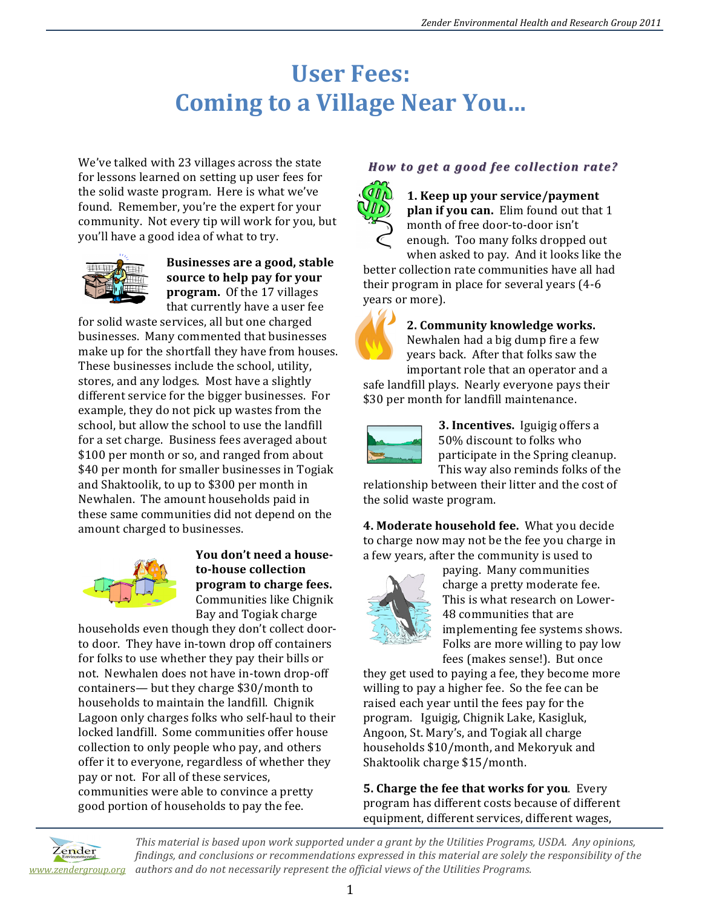# User Fees: Coming to a Village Near You…

We've talked with 23 villages across the state for lessons learned on setting up user fees for the solid waste program. Here is what we've found. Remember, you're the expert for your community. Not every tip will work for you, but you'll have a good idea of what to try.

**Businesses are a good, stable source to help pay for your program.** Of the 17 villages that currently have a user fee for solid waste services, all but one charged businesses. Many commented that businesses make up for the shortfall they have from houses. These businesses include the school, utility, stores, and any lodges. Most have a slightly different service for the bigger businesses. For example, they do not pick up wastes from the school, but allow the school to use the landfill for a set charge. Business fees averaged about $100 per month or so, and ranged from about $40 per month for smaller businesses in Togiak and Shaktoolik, to up to $300 per month in Newhalen. The amount households paid in these same communities did not depend on the amount charged to businesses.

**You don't need a house-to-house collection program to charge fees.** Communities like Chignik Bay and Togiak charge households even though they don't collect door-to door. They have in-town drop off containers for folks to use whether they pay their bills or not. Newhalen does not have in-town drop-off containers— but they charge $30/month to households to maintain the landfill. Chignik Lagoon only charges folks who self-haul to their locked landfill. Some communities offer house collection to only people who pay, and others offer it to everyone, regardless of whether they pay or not. For all of these services, communities were able to convince a pretty good portion of households to pay the fee.

### *How to get a good fee collection rate?*

**1. Keep up your service/payment plan if you can.** Elim found out that 1 month of free door-to-door isn't enough. Too many folks dropped out when asked to pay. And it looks like the better collection rate communities have all had their program in place for several years (4-6 years or more).

**2. Community knowledge works.** Newhalen had a big dump fire a few years back. After that folks saw the important role that an operator and a safe landfill plays. Nearly everyone pays their $30 per month for landfill maintenance.

**3. Incentives.** Iguigig offers a 50% discount to folks who participate in the Spring cleanup. This way also reminds folks of the relationship between their litter and the cost of the solid waste program.

**4. Moderate household fee.** What you decide to charge now may not be the fee you charge in a few years, after the community is used to paying. Many communities charge a pretty moderate fee. This is what research on Lower-48 communities that are implementing fee systems shows. Folks are more willing to pay low fees (makes sense!). But once they get used to paying a fee, they become more willing to pay a higher fee. So the fee can be raised each year until the fees pay for the program. Iguigig, Chignik Lake, Kasigluk, Angoon, St. Mary's, and Togiak all charge households $10/month, and Mekoryuk and Shaktoolik charge $15/month.

**5. Charge the fee that works for you**. Every program has different costs because of different equipment, different services, different wages,

*This material is based upon work supported under a grant by the Utilities Programs, USDA. Any opinions, findings, and conclusions or recommendations expressed in this material are solely the responsibility of the authors and do not necessarily represent the official views of the Utilities Programs.*

www.zendergroup.org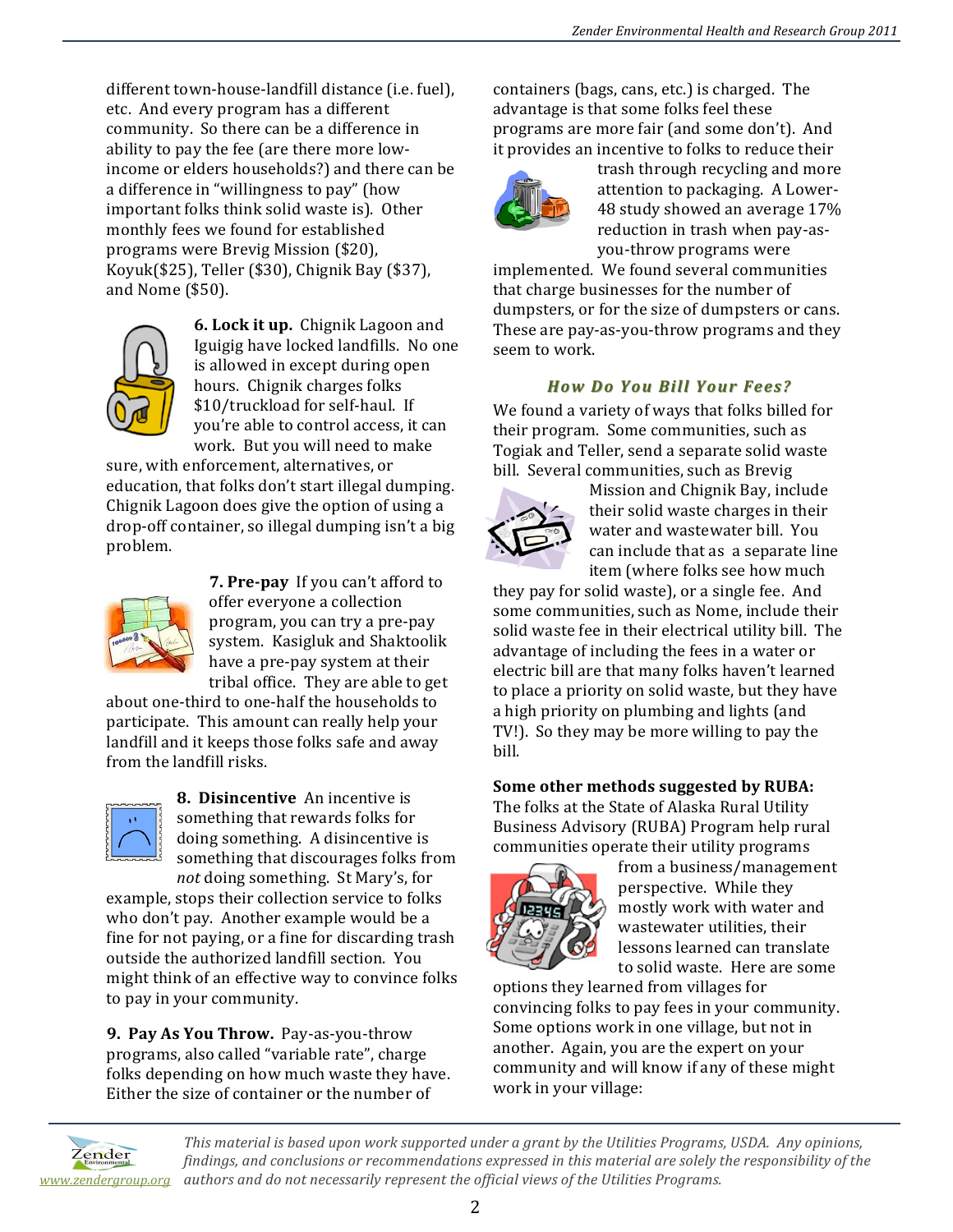different town-house-landfill distance (i.e. fuel), etc. And every program has a different community. So there can be a difference in ability to pay the fee (are there more low-income or elders households?) and there can be a difference in "willingness to pay" (how important folks think solid waste is). Other monthly fees we found for established programs were Brevig Mission ($20), Koyuk($25), Teller ($30), Chignik Bay ($37), and Nome ($50).

**6. Lock it up.** Chignik Lagoon and Iguigig have locked landfills. No one is allowed in except during open hours. Chignik charges folks $10/truckload for self-haul. If you're able to control access, it can work. But you will need to make sure, with enforcement, alternatives, or education, that folks don't start illegal dumping. Chignik Lagoon does give the option of using a drop-off container, so illegal dumping isn't a big problem.

**7. Pre-pay** If you can't afford to offer everyone a collection program, you can try a pre-pay system. Kasigluk and Shaktoolik have a pre-pay system at their tribal office. They are able to get about one-third to one-half the households to participate. This amount can really help your landfill and it keeps those folks safe and away from the landfill risks.

**8. Disincentive** An incentive is something that rewards folks for doing something. A disincentive is something that discourages folks from *not* doing something. St Mary's, for example, stops their collection service to folks who don't pay. Another example would be a fine for not paying, or a fine for discarding trash outside the authorized landfill section. You might think of an effective way to convince folks to pay in your community.

**9. Pay As You Throw.** Pay-as-you-throw programs, also called "variable rate", charge folks depending on how much waste they have. Either the size of container or the number of containers (bags, cans, etc.) is charged. The advantage is that some folks feel these programs are more fair (and some don't). And it provides an incentive to folks to reduce their trash through recycling and more attention to packaging. A Lower-48 study showed an average 17% reduction in trash when pay-as-you-throw programs were implemented. We found several communities that charge businesses for the number of dumpsters, or for the size of dumpsters or cans. These are pay-as-you-throw programs and they seem to work.

### *How Do You Bill Your Fees?*

We found a variety of ways that folks billed for their program. Some communities, such as Togiak and Teller, send a separate solid waste bill. Several communities, such as Brevig Mission and Chignik Bay, include their solid waste charges in their water and wastewater bill. You can include that as a separate line item (where folks see how much they pay for solid waste), or a single fee. And some communities, such as Nome, include their solid waste fee in their electrical utility bill. The advantage of including the fees in a water or electric bill are that many folks haven't learned to place a priority on solid waste, but they have a high priority on plumbing and lights (and TV!). So they may be more willing to pay the bill.

**Some other methods suggested by RUBA:**

The folks at the State of Alaska Rural Utility Business Advisory (RUBA) Program help rural communities operate their utility programs from a business/management perspective. While they mostly work with water and wastewater utilities, their lessons learned can translate to solid waste. Here are some options they learned from villages for convincing folks to pay fees in your community. Some options work in one village, but not in another. Again, you are the expert on your community and will know if any of these might work in your village:

*This material is based upon work supported under a grant by the Utilities Programs, USDA. Any opinions, findings, and conclusions or recommendations expressed in this material are solely the responsibility of the authors and do not necessarily represent the official views of the Utilities Programs.*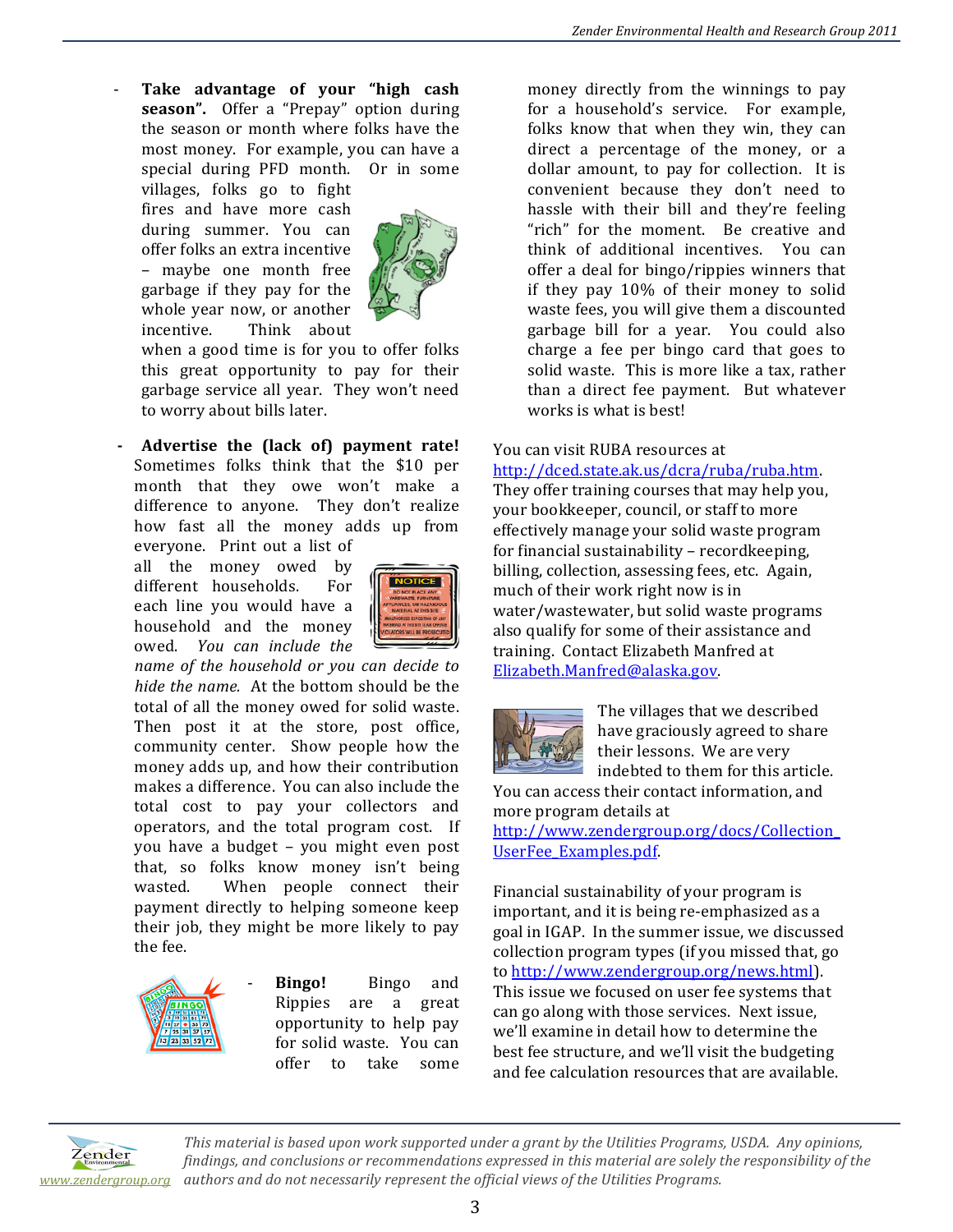- **Take advantage of your "high cash season".** Offer a "Prepay" option during the season or month where folks have the most money. For example, you can have a special during PFD month. Or in some villages, folks go to fight fires and have more cash during summer. You can offer folks an extra incentive – maybe one month free garbage if they pay for the whole year now, or another incentive. Think about when a good time is for you to offer folks this great opportunity to pay for their garbage service all year. They won't need to worry about bills later.

- **Advertise the (lack of) payment rate!** Sometimes folks think that the $10 per month that they owe won't make a difference to anyone. They don't realize how fast all the money adds up from everyone. Print out a list of all the money owed by different households. For each line you would have a household and the money owed. *You can include the name of the household or you can decide to hide the name.* At the bottom should be the total of all the money owed for solid waste. Then post it at the store, post office, community center. Show people how the money adds up, and how their contribution makes a difference. You can also include the total cost to pay your collectors and operators, and the total program cost. If you have a budget – you might even post that, so folks know money isn't being wasted. When people connect their payment directly to helping someone keep their job, they might be more likely to pay the fee.

- **Bingo!** Bingo and Rippies are a great opportunity to help pay for solid waste. You can offer to take some money directly from the winnings to pay for a household's service. For example, folks know that when they win, they can direct a percentage of the money, or a dollar amount, to pay for collection. It is convenient because they don't need to hassle with their bill and they're feeling "rich" for the moment. Be creative and think of additional incentives. You can offer a deal for bingo/rippies winners that if they pay 10% of their money to solid waste fees, you will give them a discounted garbage bill for a year. You could also charge a fee per bingo card that goes to solid waste. This is more like a tax, rather than a direct fee payment. But whatever works is what is best!

You can visit RUBA resources at http://dced.state.ak.us/dcra/ruba/ruba.htm. They offer training courses that may help you, your bookkeeper, council, or staff to more effectively manage your solid waste program for financial sustainability – recordkeeping, billing, collection, assessing fees, etc. Again, much of their work right now is in water/wastewater, but solid waste programs also qualify for some of their assistance and training. Contact Elizabeth Manfred at Elizabeth.Manfred@alaska.gov.

The villages that we described have graciously agreed to share their lessons. We are very indebted to them for this article. You can access their contact information, and more program details at http://www.zendergroup.org/docs/Collection_UserFee_Examples.pdf.

Financial sustainability of your program is important, and it is being re-emphasized as a goal in IGAP. In the summer issue, we discussed collection program types (if you missed that, go to http://www.zendergroup.org/news.html). This issue we focused on user fee systems that can go along with those services. Next issue, we'll examine in detail how to determine the best fee structure, and we'll visit the budgeting and fee calculation resources that are available.

*This material is based upon work supported under a grant by the Utilities Programs, USDA. Any opinions, findings, and conclusions or recommendations expressed in this material are solely the responsibility of the authors and do not necessarily represent the official views of the Utilities Programs.*